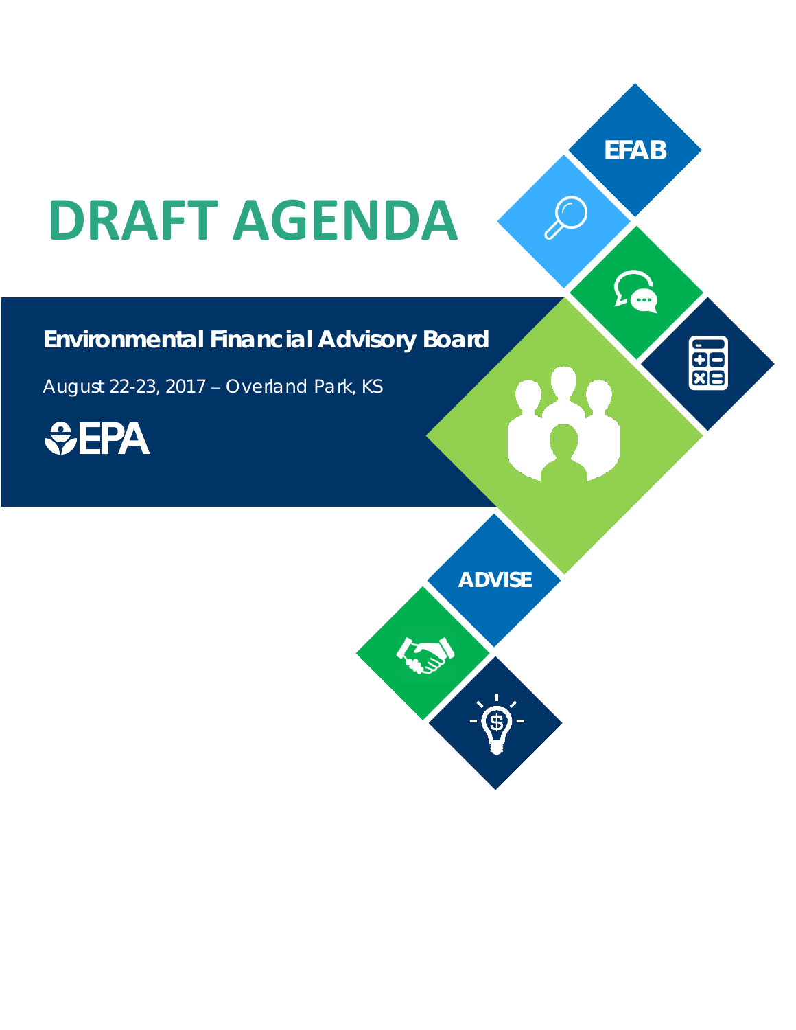# DRAFT AGENDA

## Environmental Financial Advisory Board

August 22-23, 2017 – Overland Park, KS

EPA

EFAB

ADVISE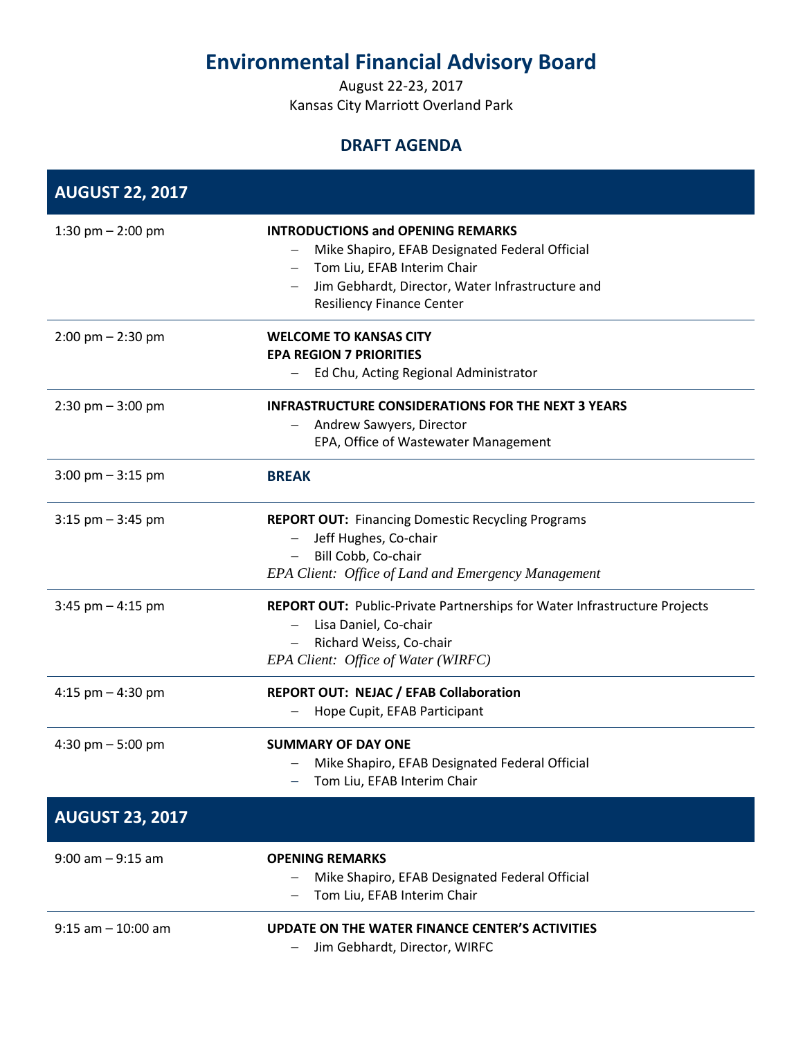# Environmental Financial Advisory Board

August 22-23, 2017
Kansas City Marriott Overland Park

## DRAFT AGENDA

| **AUGUST 22, 2017** | |
|---|---|
| 1:30 pm – 2:00 pm | **INTRODUCTIONS and OPENING REMARKS**<br>– Mike Shapiro, EFAB Designated Federal Official<br>– Tom Liu, EFAB Interim Chair<br>– Jim Gebhardt, Director, Water Infrastructure and Resiliency Finance Center |
| 2:00 pm – 2:30 pm | **WELCOME TO KANSAS CITY**<br>**EPA REGION 7 PRIORITIES**<br>– Ed Chu, Acting Regional Administrator |
| 2:30 pm – 3:00 pm | **INFRASTRUCTURE CONSIDERATIONS FOR THE NEXT 3 YEARS**<br>– Andrew Sawyers, Director<br>EPA, Office of Wastewater Management |
| 3:00 pm – 3:15 pm | **BREAK** |
| 3:15 pm – 3:45 pm | **REPORT OUT:** Financing Domestic Recycling Programs<br>– Jeff Hughes, Co-chair<br>– Bill Cobb, Co-chair<br>*EPA Client: Office of Land and Emergency Management* |
| 3:45 pm – 4:15 pm | **REPORT OUT:** Public-Private Partnerships for Water Infrastructure Projects<br>– Lisa Daniel, Co-chair<br>– Richard Weiss, Co-chair<br>*EPA Client: Office of Water (WIRFC)* |
| 4:15 pm – 4:30 pm | **REPORT OUT: NEJAC / EFAB Collaboration**<br>– Hope Cupit, EFAB Participant |
| 4:30 pm – 5:00 pm | **SUMMARY OF DAY ONE**<br>– Mike Shapiro, EFAB Designated Federal Official<br>– Tom Liu, EFAB Interim Chair |
| **AUGUST 23, 2017** | |
| 9:00 am – 9:15 am | **OPENING REMARKS**<br>– Mike Shapiro, EFAB Designated Federal Official<br>– Tom Liu, EFAB Interim Chair |
| 9:15 am – 10:00 am | **UPDATE ON THE WATER FINANCE CENTER'S ACTIVITIES**<br>– Jim Gebhardt, Director, WIRFC |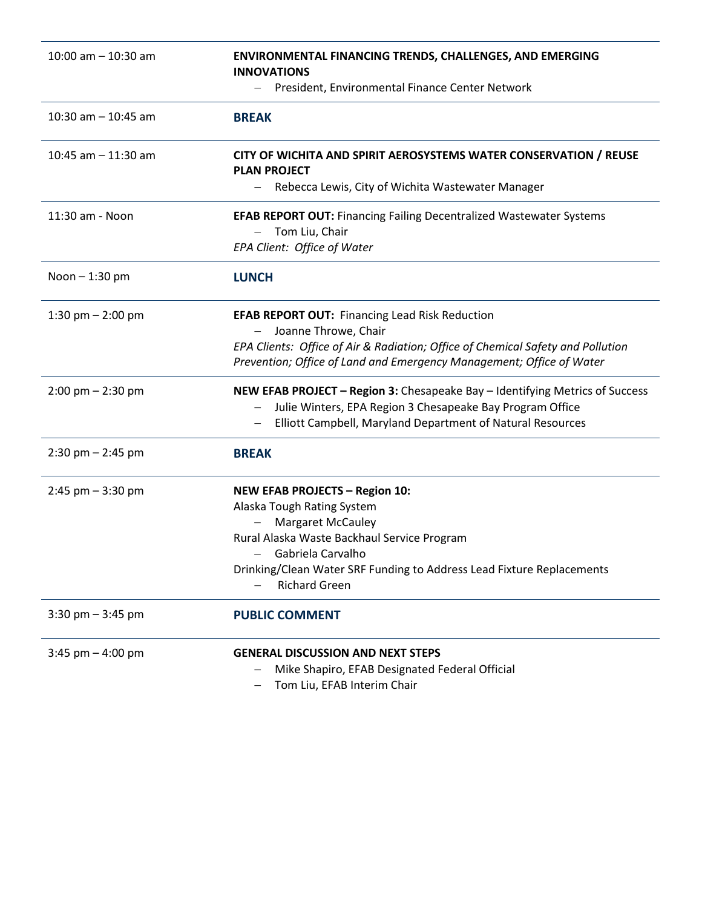| | |
|---|---|
| 10:00 am – 10:30 am | **ENVIRONMENTAL FINANCING TRENDS, CHALLENGES, AND EMERGING INNOVATIONS**<br>– President, Environmental Finance Center Network |
| 10:30 am – 10:45 am | **BREAK** |
| 10:45 am – 11:30 am | **CITY OF WICHITA AND SPIRIT AEROSYSTEMS WATER CONSERVATION / REUSE PLAN PROJECT**<br>– Rebecca Lewis, City of Wichita Wastewater Manager |
| 11:30 am - Noon | **EFAB REPORT OUT:** Financing Failing Decentralized Wastewater Systems<br>– Tom Liu, Chair<br>*EPA Client: Office of Water* |
| Noon – 1:30 pm | **LUNCH** |
| 1:30 pm – 2:00 pm | **EFAB REPORT OUT:** Financing Lead Risk Reduction<br>– Joanne Throwe, Chair<br>*EPA Clients: Office of Air & Radiation; Office of Chemical Safety and Pollution Prevention; Office of Land and Emergency Management; Office of Water* |
| 2:00 pm – 2:30 pm | **NEW EFAB PROJECT – Region 3:** Chesapeake Bay – Identifying Metrics of Success<br>– Julie Winters, EPA Region 3 Chesapeake Bay Program Office<br>– Elliott Campbell, Maryland Department of Natural Resources |
| 2:30 pm – 2:45 pm | **BREAK** |
| 2:45 pm – 3:30 pm | **NEW EFAB PROJECTS – Region 10:**<br>Alaska Tough Rating System<br>– Margaret McCauley<br>Rural Alaska Waste Backhaul Service Program<br>– Gabriela Carvalho<br>Drinking/Clean Water SRF Funding to Address Lead Fixture Replacements<br>– Richard Green |
| 3:30 pm – 3:45 pm | **PUBLIC COMMENT** |
| 3:45 pm – 4:00 pm | **GENERAL DISCUSSION AND NEXT STEPS**<br>– Mike Shapiro, EFAB Designated Federal Official<br>– Tom Liu, EFAB Interim Chair |